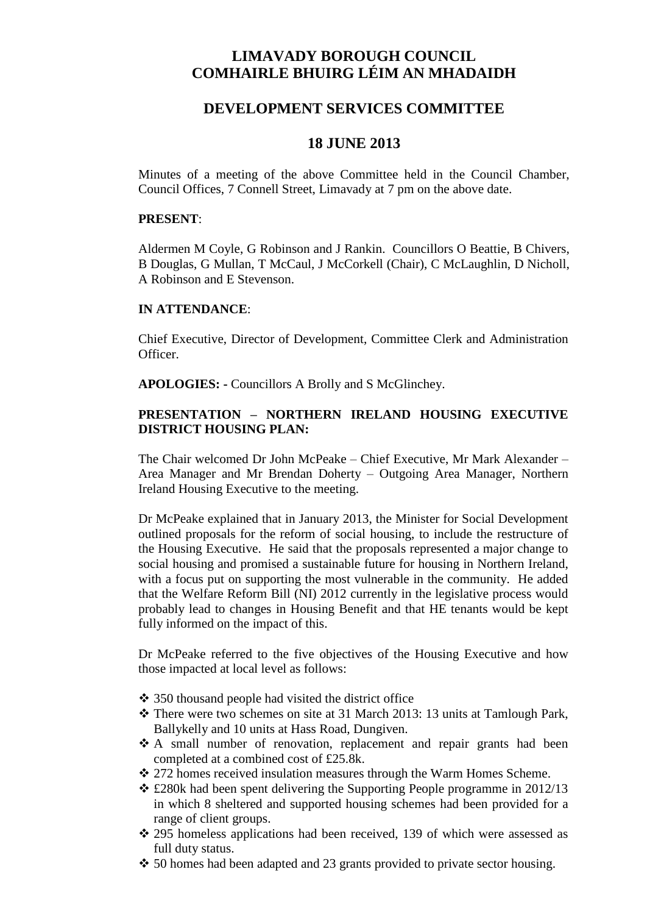# LIMAVADY BOROUGH COUNCIL
# COMHAIRLE BHUIRG LÉIM AN MHADAIDH

## DEVELOPMENT SERVICES COMMITTEE

## 18 JUNE 2013

Minutes of a meeting of the above Committee held in the Council Chamber, Council Offices, 7 Connell Street, Limavady at 7 pm on the above date.

**PRESENT**:

Aldermen M Coyle, G Robinson and J Rankin. Councillors O Beattie, B Chivers, B Douglas, G Mullan, T McCaul, J McCorkell (Chair), C McLaughlin, D Nicholl, A Robinson and E Stevenson.

**IN ATTENDANCE**:

Chief Executive, Director of Development, Committee Clerk and Administration Officer.

**APOLOGIES: -** Councillors A Brolly and S McGlinchey.

**PRESENTATION – NORTHERN IRELAND HOUSING EXECUTIVE DISTRICT HOUSING PLAN:**

The Chair welcomed Dr John McPeake – Chief Executive, Mr Mark Alexander – Area Manager and Mr Brendan Doherty – Outgoing Area Manager, Northern Ireland Housing Executive to the meeting.

Dr McPeake explained that in January 2013, the Minister for Social Development outlined proposals for the reform of social housing, to include the restructure of the Housing Executive. He said that the proposals represented a major change to social housing and promised a sustainable future for housing in Northern Ireland, with a focus put on supporting the most vulnerable in the community. He added that the Welfare Reform Bill (NI) 2012 currently in the legislative process would probably lead to changes in Housing Benefit and that HE tenants would be kept fully informed on the impact of this.

Dr McPeake referred to the five objectives of the Housing Executive and how those impacted at local level as follows:

- 350 thousand people had visited the district office
- There were two schemes on site at 31 March 2013: 13 units at Tamlough Park, Ballykelly and 10 units at Hass Road, Dungiven.
- A small number of renovation, replacement and repair grants had been completed at a combined cost of £25.8k.
- 272 homes received insulation measures through the Warm Homes Scheme.
- £280k had been spent delivering the Supporting People programme in 2012/13 in which 8 sheltered and supported housing schemes had been provided for a range of client groups.
- 295 homeless applications had been received, 139 of which were assessed as full duty status.
- 50 homes had been adapted and 23 grants provided to private sector housing.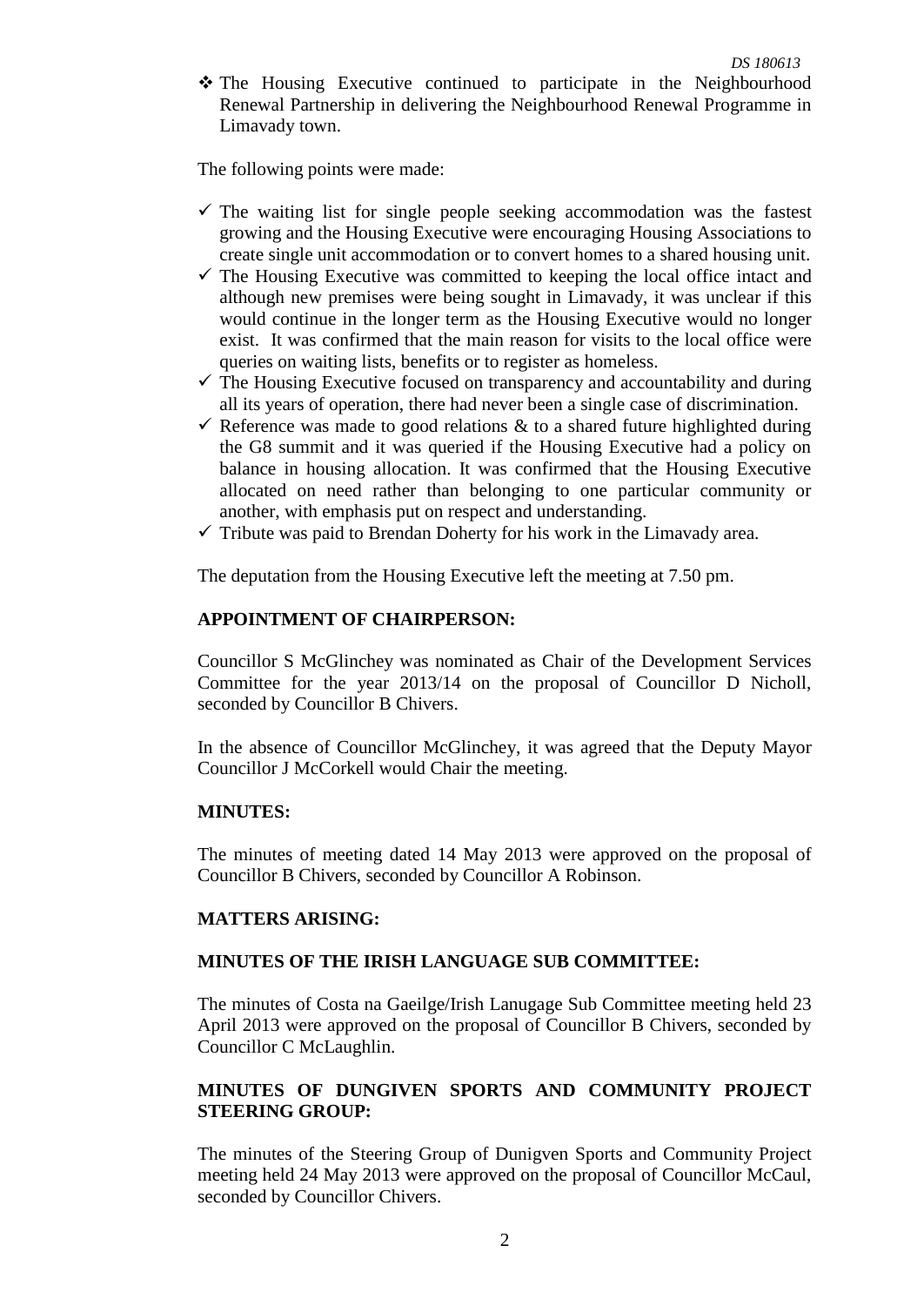- The Housing Executive continued to participate in the Neighbourhood Renewal Partnership in delivering the Neighbourhood Renewal Programme in Limavady town.

The following points were made:

- ✓ The waiting list for single people seeking accommodation was the fastest growing and the Housing Executive were encouraging Housing Associations to create single unit accommodation or to convert homes to a shared housing unit.
- ✓ The Housing Executive was committed to keeping the local office intact and although new premises were being sought in Limavady, it was unclear if this would continue in the longer term as the Housing Executive would no longer exist. It was confirmed that the main reason for visits to the local office were queries on waiting lists, benefits or to register as homeless.
- ✓ The Housing Executive focused on transparency and accountability and during all its years of operation, there had never been a single case of discrimination.
- ✓ Reference was made to good relations & to a shared future highlighted during the G8 summit and it was queried if the Housing Executive had a policy on balance in housing allocation. It was confirmed that the Housing Executive allocated on need rather than belonging to one particular community or another, with emphasis put on respect and understanding.
- ✓ Tribute was paid to Brendan Doherty for his work in the Limavady area.

The deputation from the Housing Executive left the meeting at 7.50 pm.

**APPOINTMENT OF CHAIRPERSON:**

Councillor S McGlinchey was nominated as Chair of the Development Services Committee for the year 2013/14 on the proposal of Councillor D Nicholl, seconded by Councillor B Chivers.

In the absence of Councillor McGlinchey, it was agreed that the Deputy Mayor Councillor J McCorkell would Chair the meeting.

**MINUTES:**

The minutes of meeting dated 14 May 2013 were approved on the proposal of Councillor B Chivers, seconded by Councillor A Robinson.

**MATTERS ARISING:**

**MINUTES OF THE IRISH LANGUAGE SUB COMMITTEE:**

The minutes of Costa na Gaeilge/Irish Lanugage Sub Committee meeting held 23 April 2013 were approved on the proposal of Councillor B Chivers, seconded by Councillor C McLaughlin.

**MINUTES OF DUNGIVEN SPORTS AND COMMUNITY PROJECT STEERING GROUP:**

The minutes of the Steering Group of Dunigven Sports and Community Project meeting held 24 May 2013 were approved on the proposal of Councillor McCaul, seconded by Councillor Chivers.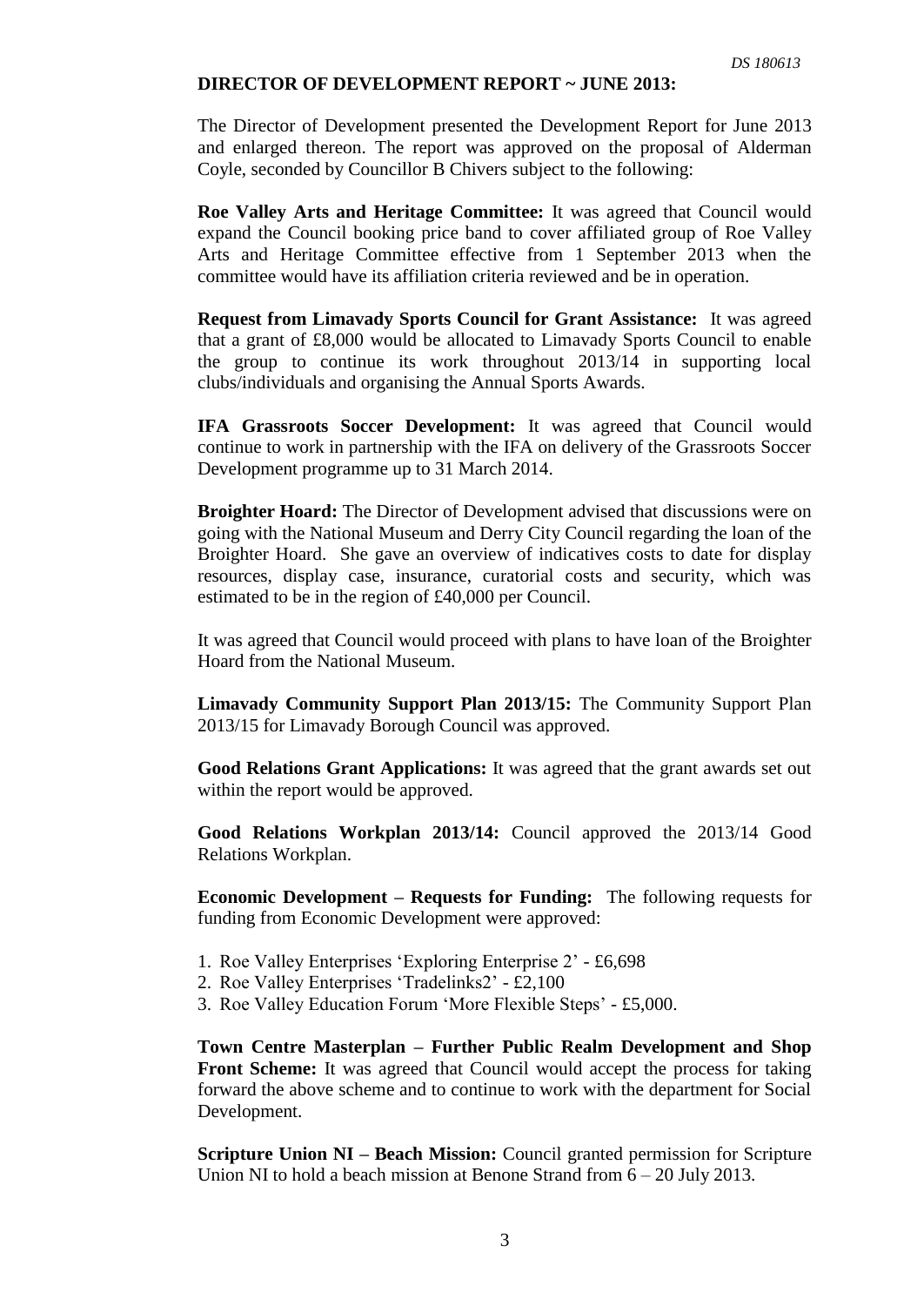## DIRECTOR OF DEVELOPMENT REPORT ~ JUNE 2013:

The Director of Development presented the Development Report for June 2013 and enlarged thereon. The report was approved on the proposal of Alderman Coyle, seconded by Councillor B Chivers subject to the following:

**Roe Valley Arts and Heritage Committee:** It was agreed that Council would expand the Council booking price band to cover affiliated group of Roe Valley Arts and Heritage Committee effective from 1 September 2013 when the committee would have its affiliation criteria reviewed and be in operation.

**Request from Limavady Sports Council for Grant Assistance:** It was agreed that a grant of £8,000 would be allocated to Limavady Sports Council to enable the group to continue its work throughout 2013/14 in supporting local clubs/individuals and organising the Annual Sports Awards.

**IFA Grassroots Soccer Development:** It was agreed that Council would continue to work in partnership with the IFA on delivery of the Grassroots Soccer Development programme up to 31 March 2014.

**Broighter Hoard:** The Director of Development advised that discussions were on going with the National Museum and Derry City Council regarding the loan of the Broighter Hoard. She gave an overview of indicatives costs to date for display resources, display case, insurance, curatorial costs and security, which was estimated to be in the region of £40,000 per Council.

It was agreed that Council would proceed with plans to have loan of the Broighter Hoard from the National Museum.

**Limavady Community Support Plan 2013/15:** The Community Support Plan 2013/15 for Limavady Borough Council was approved.

**Good Relations Grant Applications:** It was agreed that the grant awards set out within the report would be approved.

**Good Relations Workplan 2013/14:** Council approved the 2013/14 Good Relations Workplan.

**Economic Development – Requests for Funding:** The following requests for funding from Economic Development were approved:

1. Roe Valley Enterprises 'Exploring Enterprise 2' - £6,698
2. Roe Valley Enterprises 'Tradelinks2' - £2,100
3. Roe Valley Education Forum 'More Flexible Steps' - £5,000.

**Town Centre Masterplan – Further Public Realm Development and Shop Front Scheme:** It was agreed that Council would accept the process for taking forward the above scheme and to continue to work with the department for Social Development.

**Scripture Union NI – Beach Mission:** Council granted permission for Scripture Union NI to hold a beach mission at Benone Strand from 6 – 20 July 2013.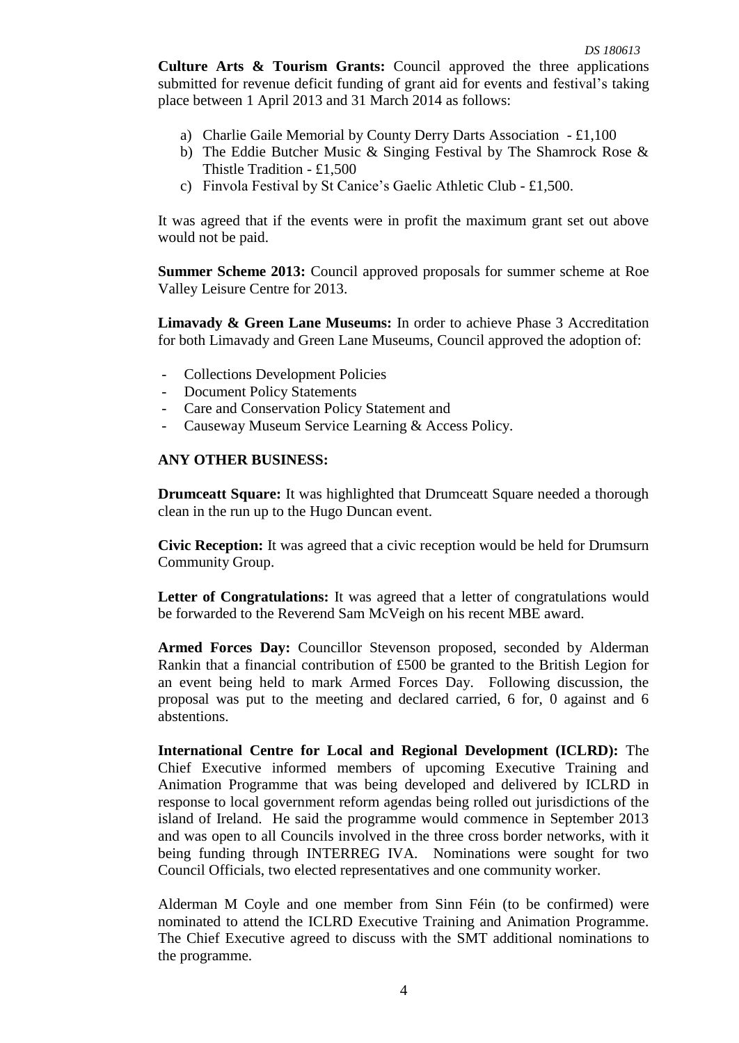**Culture Arts & Tourism Grants:** Council approved the three applications submitted for revenue deficit funding of grant aid for events and festival's taking place between 1 April 2013 and 31 March 2014 as follows:

a) Charlie Gaile Memorial by County Derry Darts Association - £1,100
b) The Eddie Butcher Music & Singing Festival by The Shamrock Rose & Thistle Tradition - £1,500
c) Finvola Festival by St Canice's Gaelic Athletic Club - £1,500.

It was agreed that if the events were in profit the maximum grant set out above would not be paid.

**Summer Scheme 2013:** Council approved proposals for summer scheme at Roe Valley Leisure Centre for 2013.

**Limavady & Green Lane Museums:** In order to achieve Phase 3 Accreditation for both Limavady and Green Lane Museums, Council approved the adoption of:

- Collections Development Policies
- Document Policy Statements
- Care and Conservation Policy Statement and
- Causeway Museum Service Learning & Access Policy.

**ANY OTHER BUSINESS:**

**Drumceatt Square:** It was highlighted that Drumceatt Square needed a thorough clean in the run up to the Hugo Duncan event.

**Civic Reception:** It was agreed that a civic reception would be held for Drumsurn Community Group.

**Letter of Congratulations:** It was agreed that a letter of congratulations would be forwarded to the Reverend Sam McVeigh on his recent MBE award.

**Armed Forces Day:** Councillor Stevenson proposed, seconded by Alderman Rankin that a financial contribution of £500 be granted to the British Legion for an event being held to mark Armed Forces Day. Following discussion, the proposal was put to the meeting and declared carried, 6 for, 0 against and 6 abstentions.

**International Centre for Local and Regional Development (ICLRD):** The Chief Executive informed members of upcoming Executive Training and Animation Programme that was being developed and delivered by ICLRD in response to local government reform agendas being rolled out jurisdictions of the island of Ireland. He said the programme would commence in September 2013 and was open to all Councils involved in the three cross border networks, with it being funding through INTERREG IVA. Nominations were sought for two Council Officials, two elected representatives and one community worker.

Alderman M Coyle and one member from Sinn Féin (to be confirmed) were nominated to attend the ICLRD Executive Training and Animation Programme. The Chief Executive agreed to discuss with the SMT additional nominations to the programme.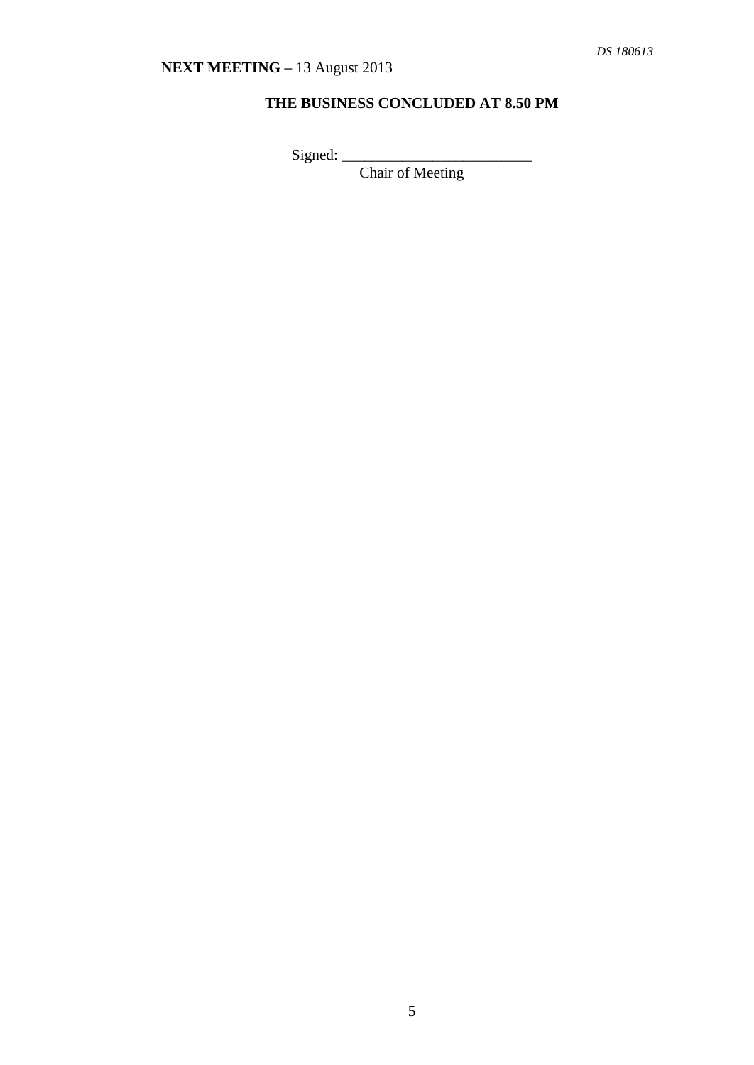**NEXT MEETING –** 13 August 2013

**THE BUSINESS CONCLUDED AT 8.50 PM**

Signed: _________________________
Chair of Meeting